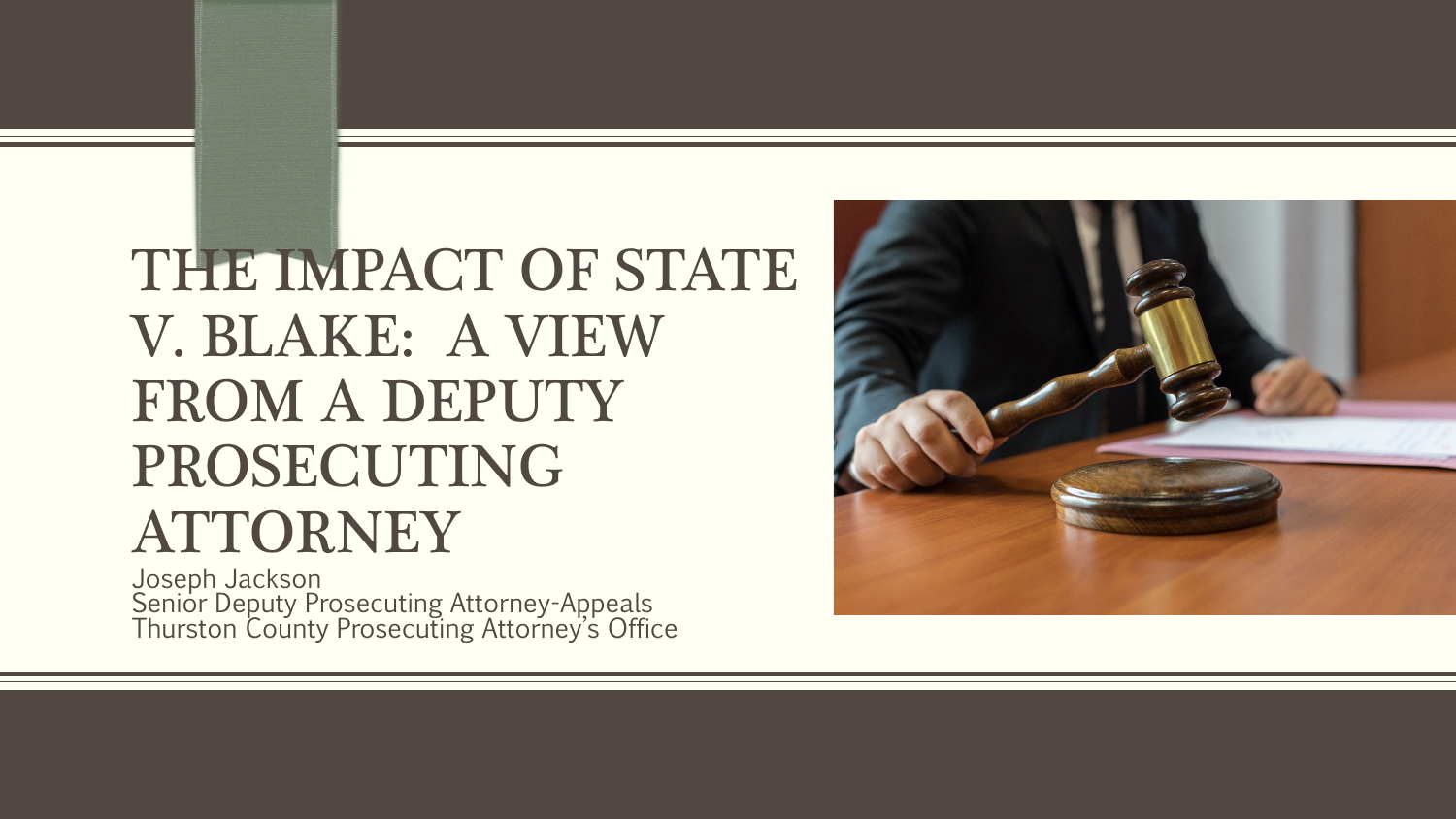# THE IMPACT OF STATE V. BLAKE: A VIEW FROM A DEPUTY PROSECUTING ATTORNEY

Joseph Jackson
Senior Deputy Prosecuting Attorney-Appeals
Thurston County Prosecuting Attorney's Office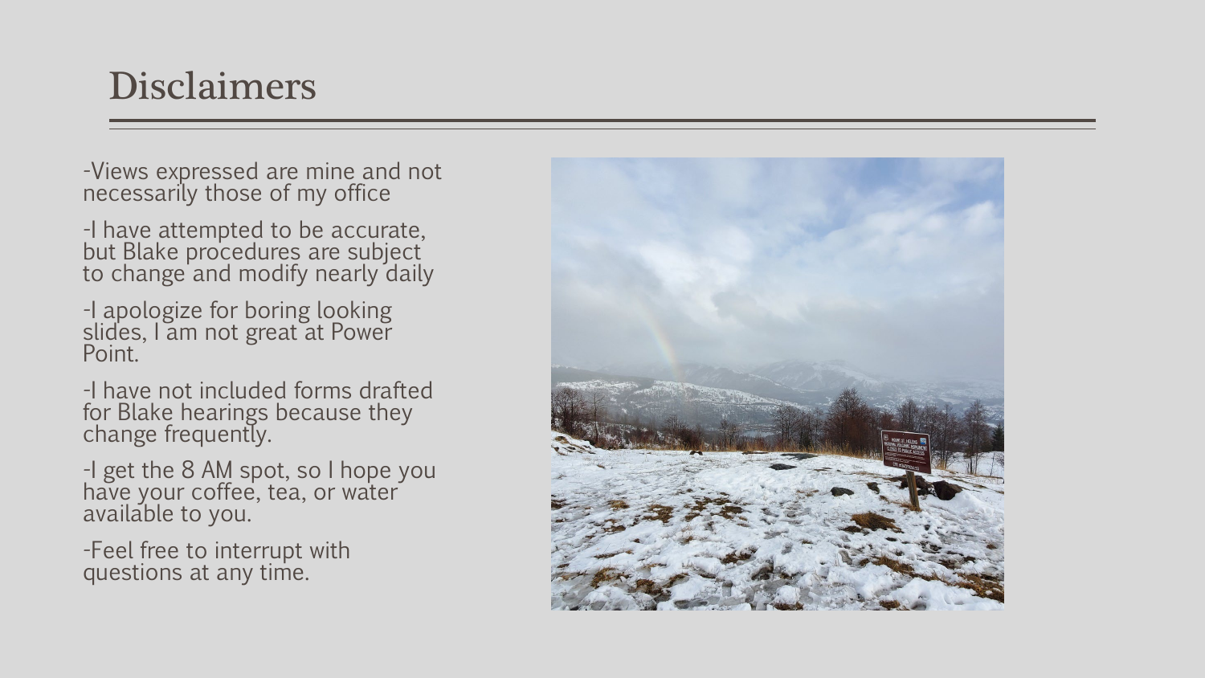# Disclaimers

-Views expressed are mine and not necessarily those of my office

-I have attempted to be accurate, but Blake procedures are subject to change and modify nearly daily

-I apologize for boring looking slides, I am not great at Power Point.

-I have not included forms drafted for Blake hearings because they change frequently.

-I get the 8 AM spot, so I hope you have your coffee, tea, or water available to you.

-Feel free to interrupt with questions at any time.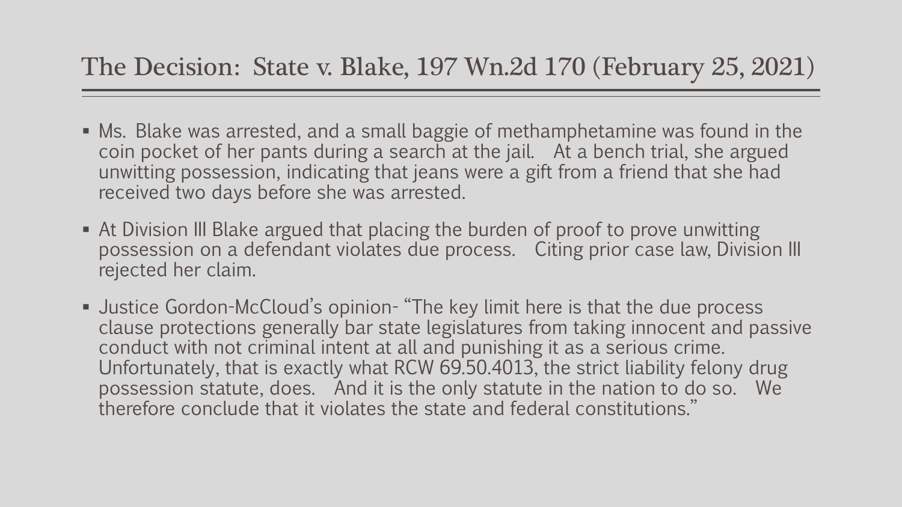# The Decision: State v. Blake, 197 Wn.2d 170 (February 25, 2021)

- Ms. Blake was arrested, and a small baggie of methamphetamine was found in the coin pocket of her pants during a search at the jail. At a bench trial, she argued unwitting possession, indicating that jeans were a gift from a friend that she had received two days before she was arrested.
- At Division III Blake argued that placing the burden of proof to prove unwitting possession on a defendant violates due process. Citing prior case law, Division III rejected her claim.
- Justice Gordon-McCloud's opinion- "The key limit here is that the due process clause protections generally bar state legislatures from taking innocent and passive conduct with not criminal intent at all and punishing it as a serious crime. Unfortunately, that is exactly what RCW 69.50.4013, the strict liability felony drug possession statute, does. And it is the only statute in the nation to do so. We therefore conclude that it violates the state and federal constitutions."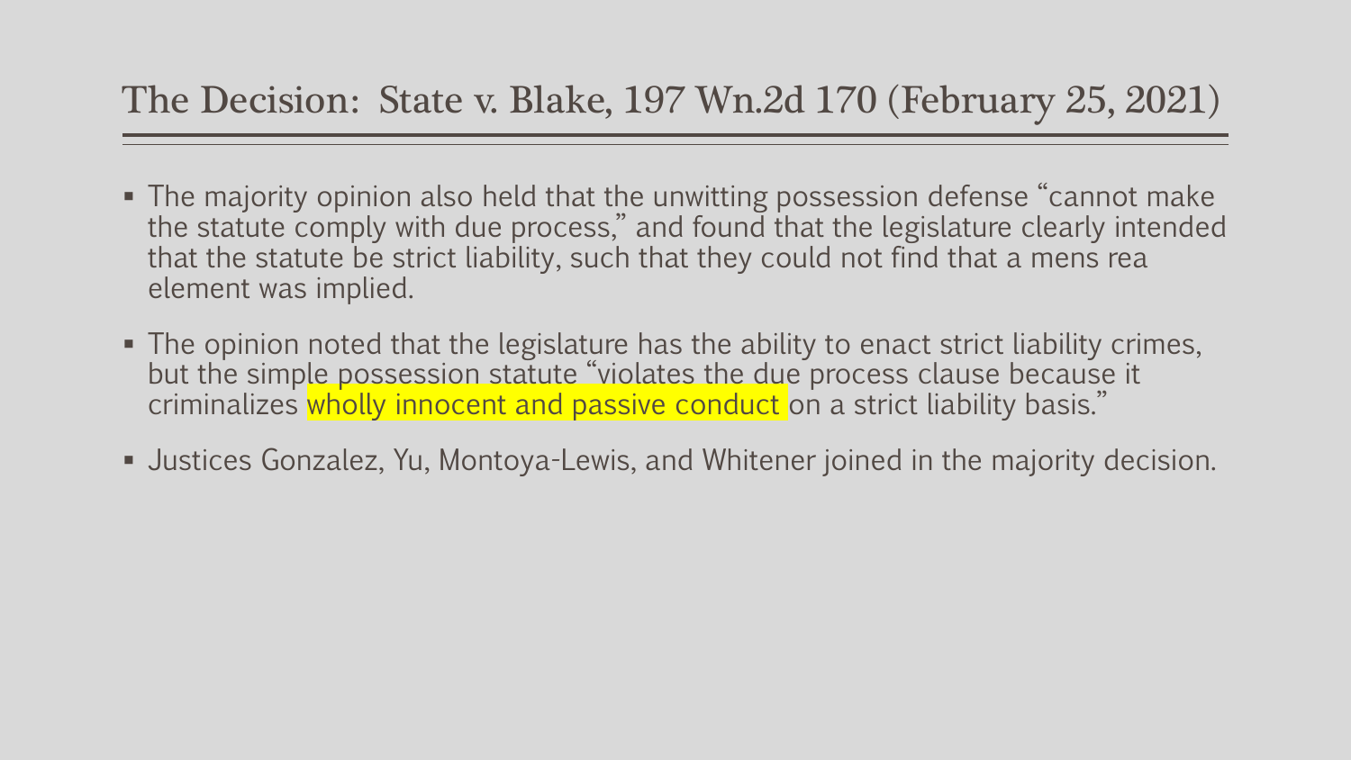## The Decision: State v. Blake, 197 Wn.2d 170 (February 25, 2021)

- The majority opinion also held that the unwitting possession defense "cannot make the statute comply with due process," and found that the legislature clearly intended that the statute be strict liability, such that they could not find that a mens rea element was implied.
- The opinion noted that the legislature has the ability to enact strict liability crimes, but the simple possession statute "violates the due process clause because it criminalizes wholly innocent and passive conduct on a strict liability basis."
- Justices Gonzalez, Yu, Montoya-Lewis, and Whitener joined in the majority decision.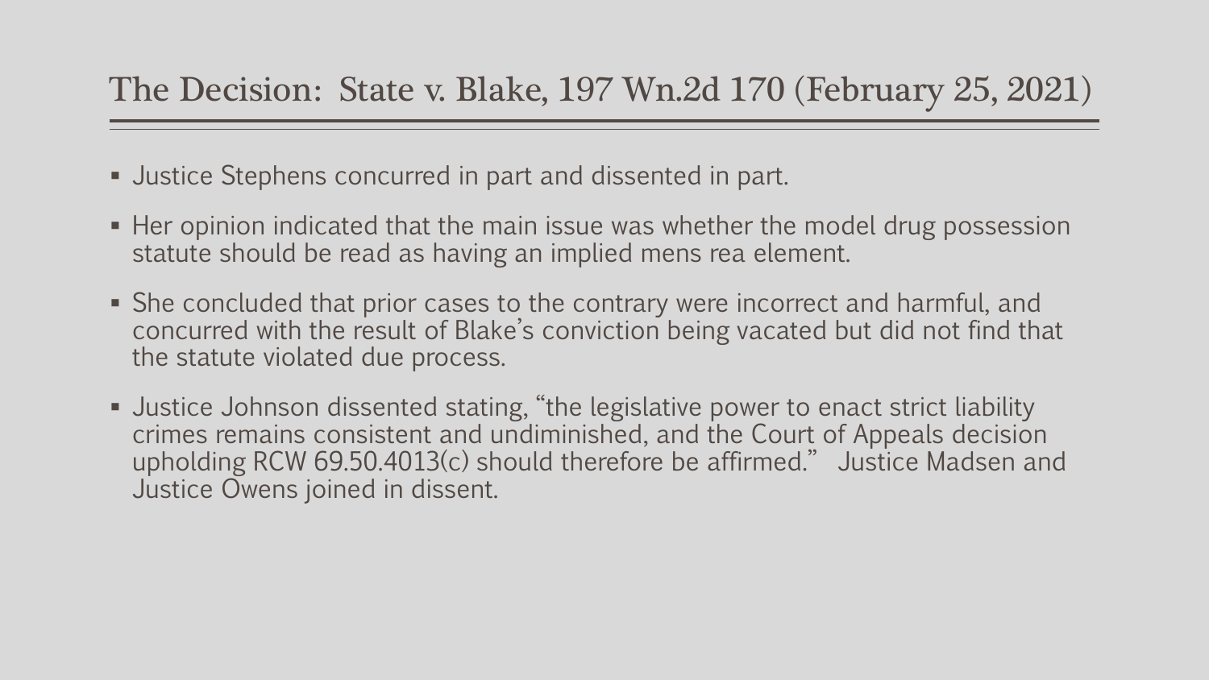## The Decision: State v. Blake, 197 Wn.2d 170 (February 25, 2021)

- Justice Stephens concurred in part and dissented in part.
- Her opinion indicated that the main issue was whether the model drug possession statute should be read as having an implied mens rea element.
- She concluded that prior cases to the contrary were incorrect and harmful, and concurred with the result of Blake's conviction being vacated but did not find that the statute violated due process.
- Justice Johnson dissented stating, "the legislative power to enact strict liability crimes remains consistent and undiminished, and the Court of Appeals decision upholding RCW 69.50.4013(c) should therefore be affirmed." Justice Madsen and Justice Owens joined in dissent.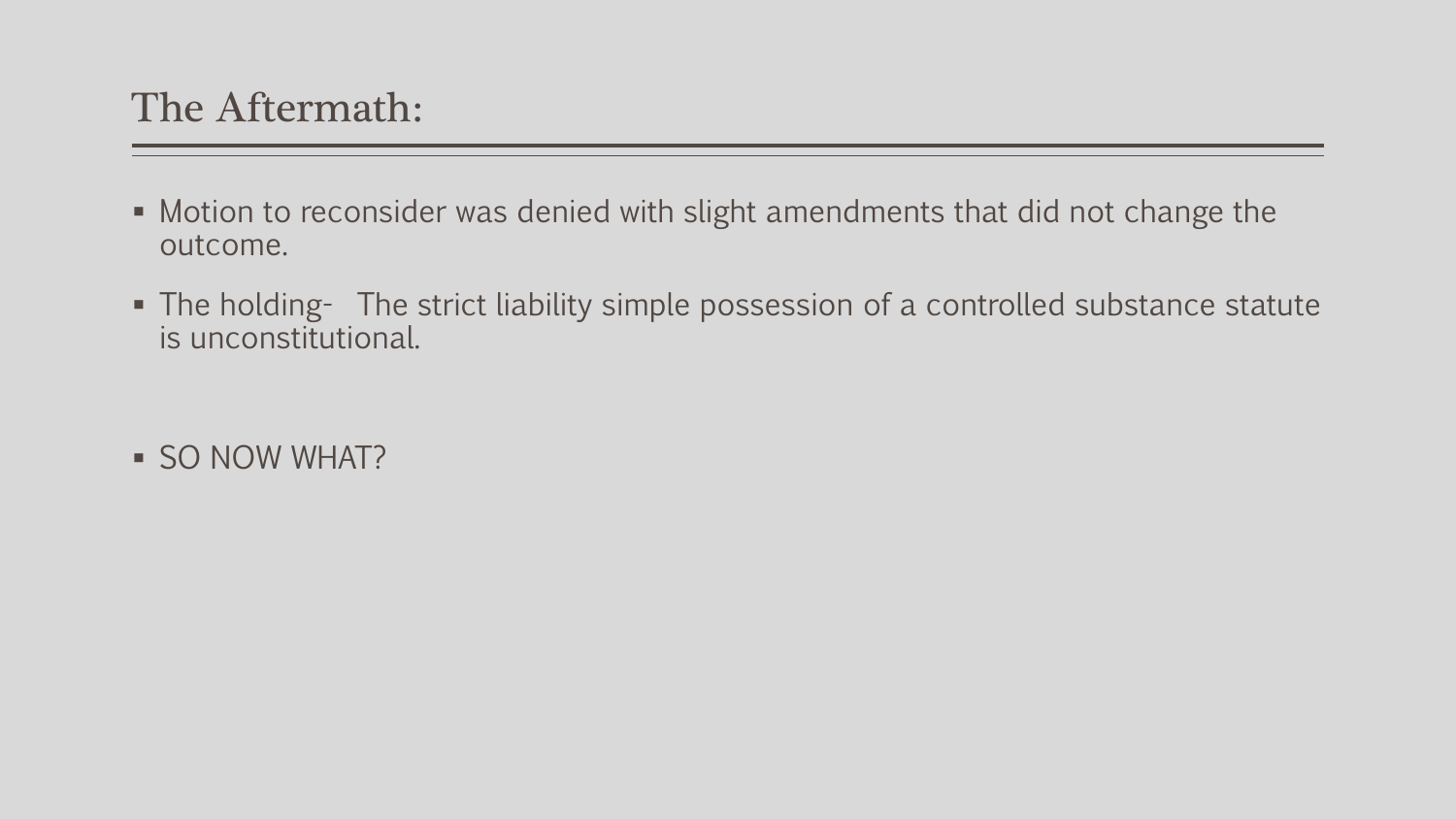# The Aftermath:

- Motion to reconsider was denied with slight amendments that did not change the outcome.
- The holding-   The strict liability simple possession of a controlled substance statute is unconstitutional.
- SO NOW WHAT?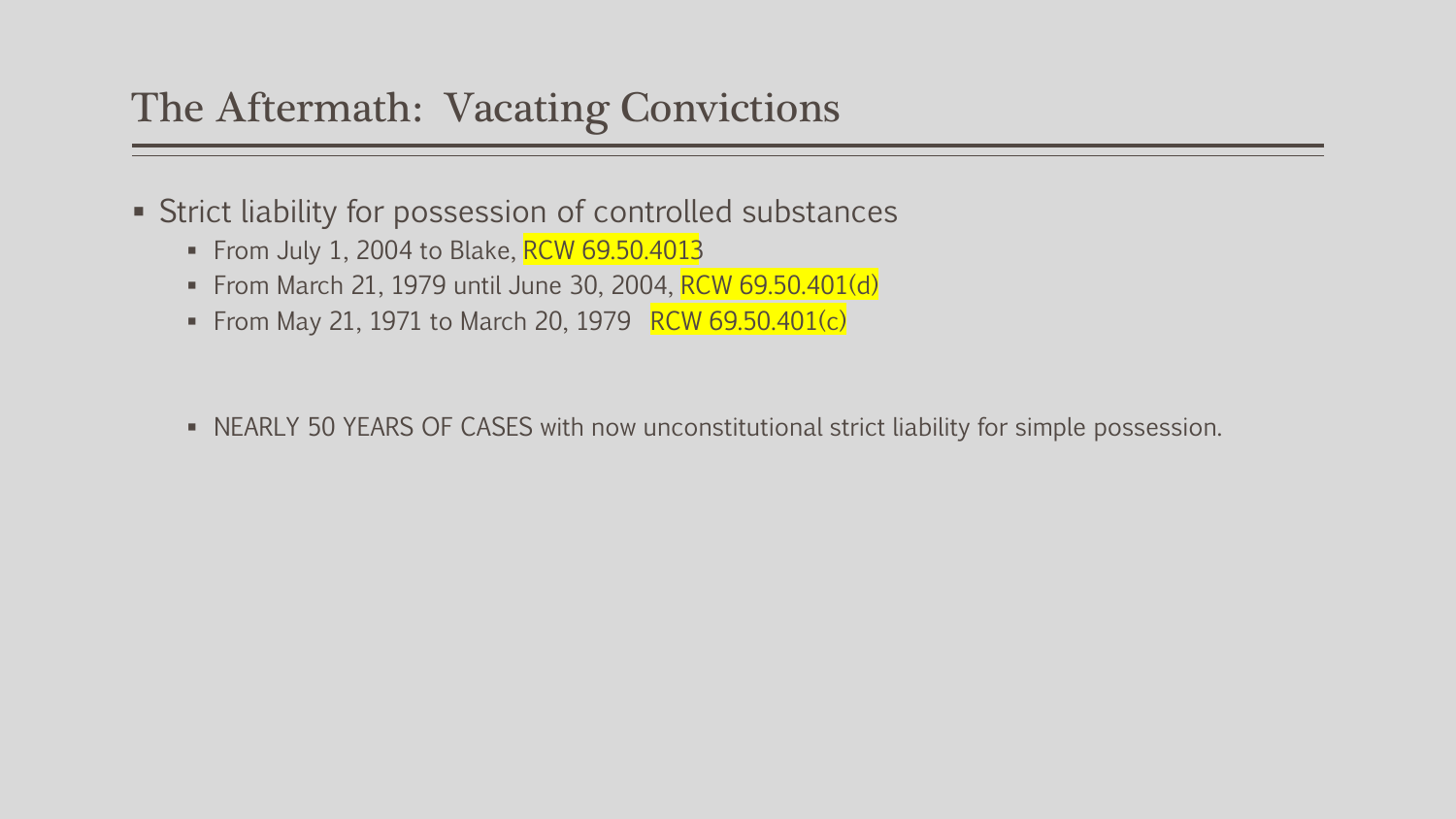# The Aftermath: Vacating Convictions

- Strict liability for possession of controlled substances
  - From July 1, 2004 to Blake, RCW 69.50.4013
  - From March 21, 1979 until June 30, 2004, RCW 69.50.401(d)
  - From May 21, 1971 to March 20, 1979 RCW 69.50.401(c)

  - NEARLY 50 YEARS OF CASES with now unconstitutional strict liability for simple possession.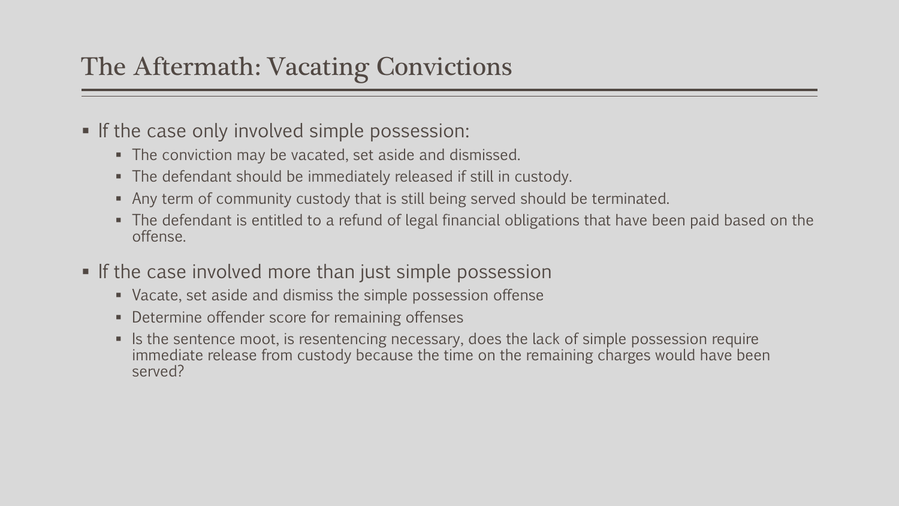# The Aftermath: Vacating Convictions

- If the case only involved simple possession:
  - The conviction may be vacated, set aside and dismissed.
  - The defendant should be immediately released if still in custody.
  - Any term of community custody that is still being served should be terminated.
  - The defendant is entitled to a refund of legal financial obligations that have been paid based on the offense.
- If the case involved more than just simple possession
  - Vacate, set aside and dismiss the simple possession offense
  - Determine offender score for remaining offenses
  - Is the sentence moot, is resentencing necessary, does the lack of simple possession require immediate release from custody because the time on the remaining charges would have been served?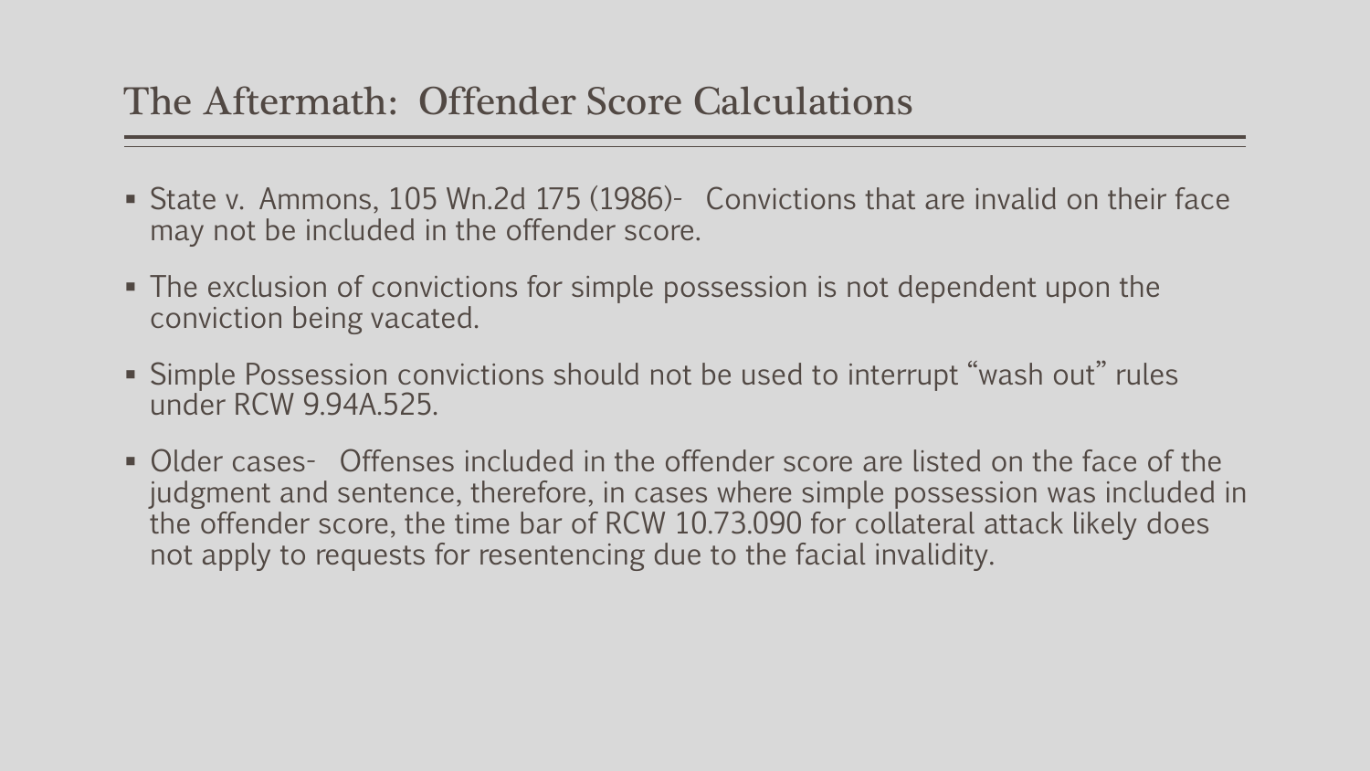## The Aftermath: Offender Score Calculations

- State v. Ammons, 105 Wn.2d 175 (1986)- Convictions that are invalid on their face may not be included in the offender score.
- The exclusion of convictions for simple possession is not dependent upon the conviction being vacated.
- Simple Possession convictions should not be used to interrupt "wash out" rules under RCW 9.94A.525.
- Older cases- Offenses included in the offender score are listed on the face of the judgment and sentence, therefore, in cases where simple possession was included in the offender score, the time bar of RCW 10.73.090 for collateral attack likely does not apply to requests for resentencing due to the facial invalidity.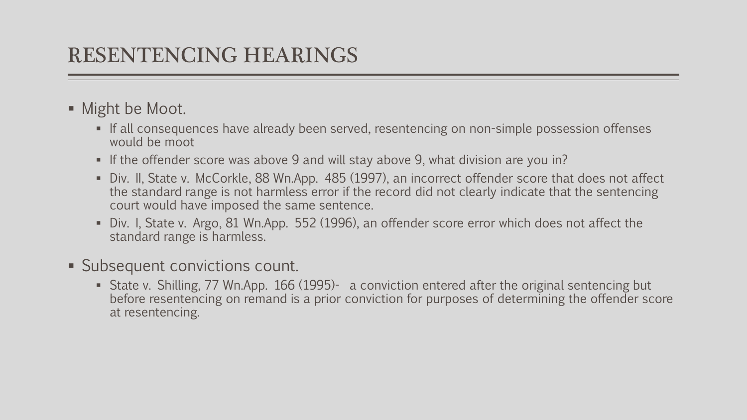# RESENTENCING HEARINGS

- Might be Moot.
  - If all consequences have already been served, resentencing on non-simple possession offenses would be moot
  - If the offender score was above 9 and will stay above 9, what division are you in?
  - Div. II, State v. McCorkle, 88 Wn.App. 485 (1997), an incorrect offender score that does not affect the standard range is not harmless error if the record did not clearly indicate that the sentencing court would have imposed the same sentence.
  - Div. I, State v. Argo, 81 Wn.App. 552 (1996), an offender score error which does not affect the standard range is harmless.
- Subsequent convictions count.
  - State v. Shilling, 77 Wn.App. 166 (1995)- a conviction entered after the original sentencing but before resentencing on remand is a prior conviction for purposes of determining the offender score at resentencing.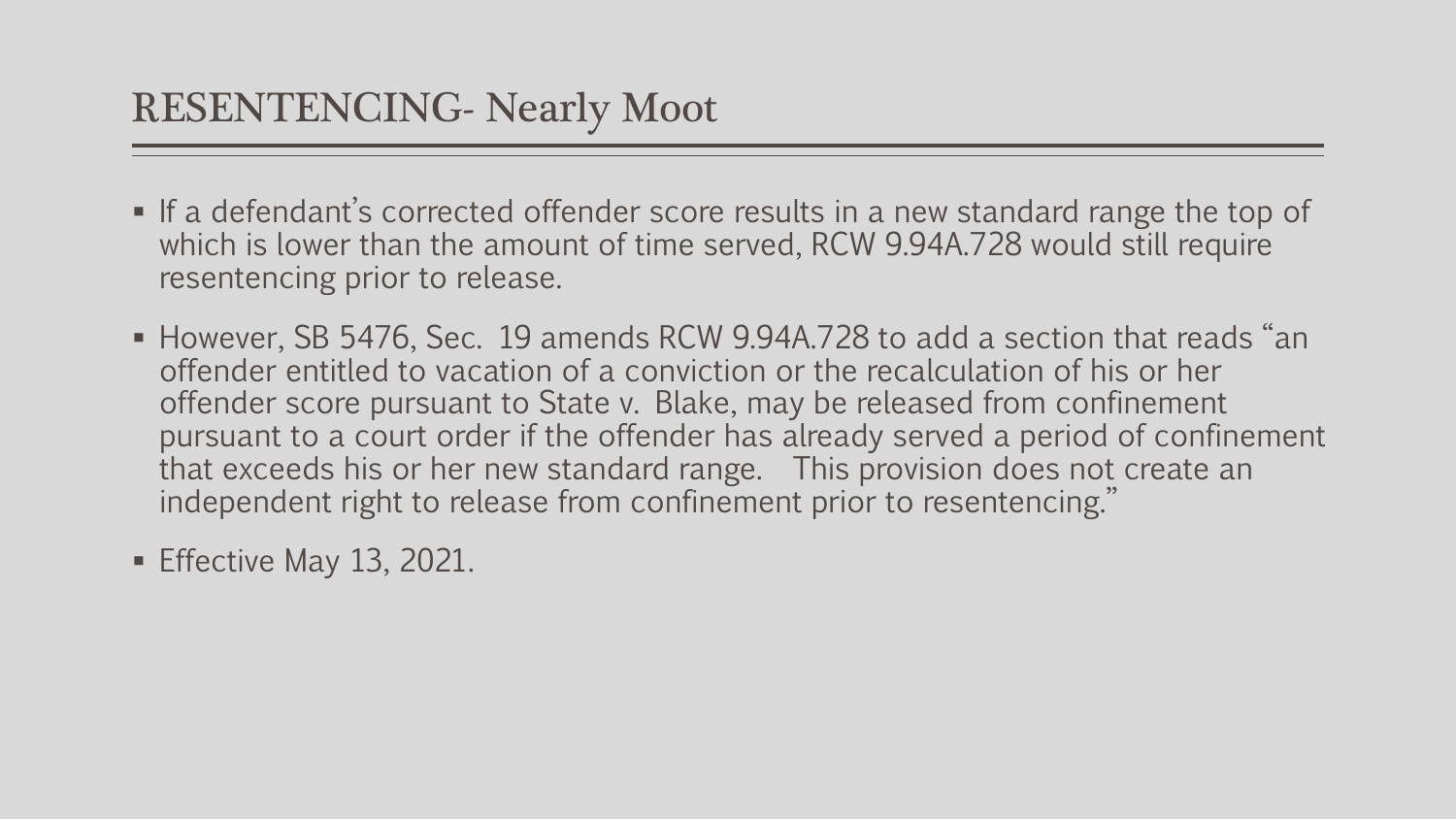# RESENTENCING- Nearly Moot

- If a defendant's corrected offender score results in a new standard range the top of which is lower than the amount of time served, RCW 9.94A.728 would still require resentencing prior to release.
- However, SB 5476, Sec. 19 amends RCW 9.94A.728 to add a section that reads "an offender entitled to vacation of a conviction or the recalculation of his or her offender score pursuant to State v. Blake, may be released from confinement pursuant to a court order if the offender has already served a period of confinement that exceeds his or her new standard range. This provision does not create an independent right to release from confinement prior to resentencing."
- Effective May 13, 2021.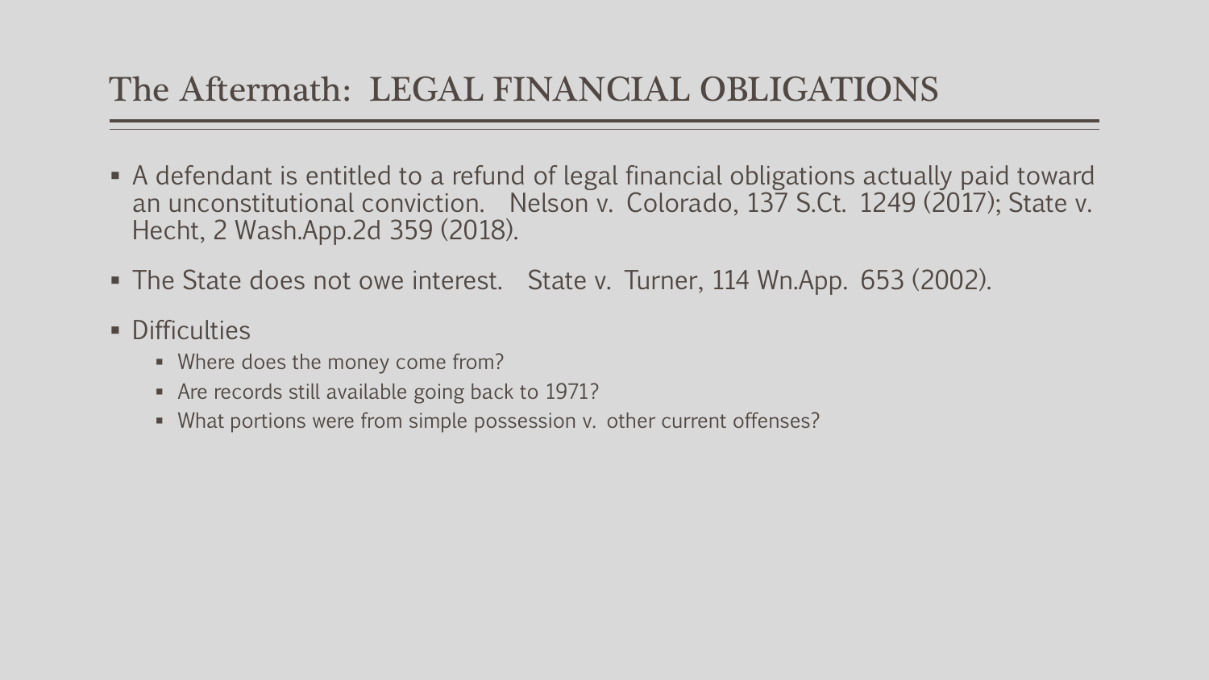# The Aftermath: LEGAL FINANCIAL OBLIGATIONS

- A defendant is entitled to a refund of legal financial obligations actually paid toward an unconstitutional conviction. Nelson v. Colorado, 137 S.Ct. 1249 (2017); State v. Hecht, 2 Wash.App.2d 359 (2018).
- The State does not owe interest. State v. Turner, 114 Wn.App. 653 (2002).
- Difficulties
  - Where does the money come from?
  - Are records still available going back to 1971?
  - What portions were from simple possession v. other current offenses?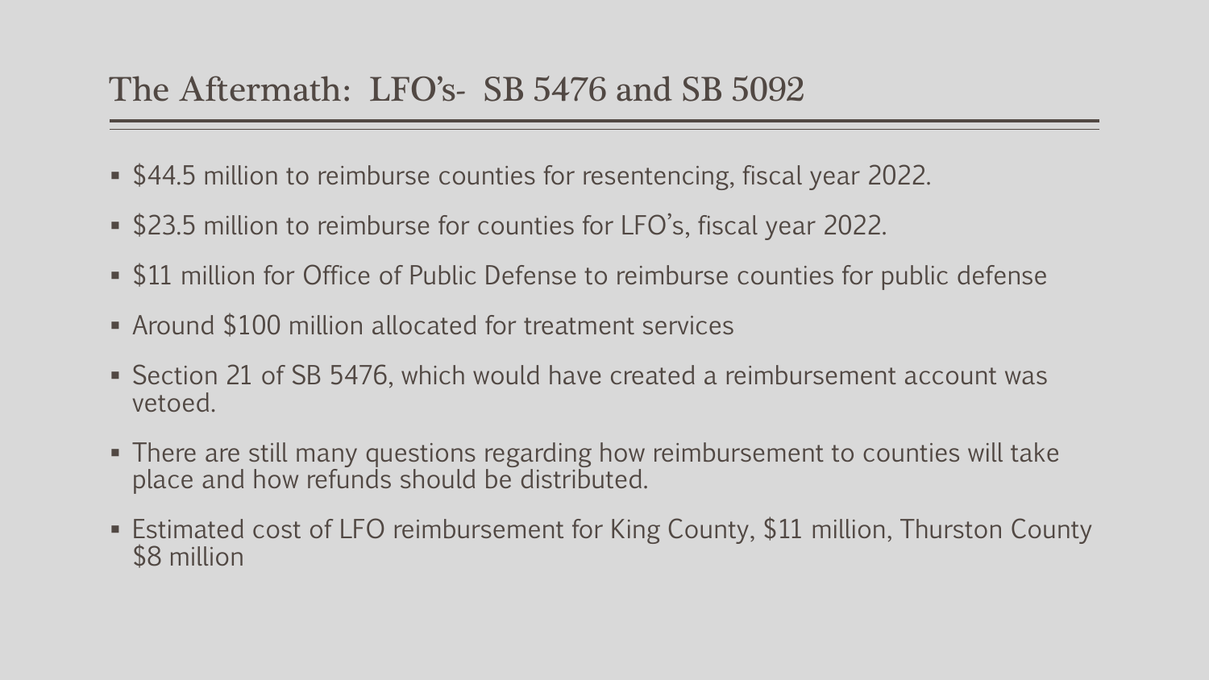## The Aftermath: LFO's- SB 5476 and SB 5092

- $44.5 million to reimburse counties for resentencing, fiscal year 2022.
- $23.5 million to reimburse for counties for LFO's, fiscal year 2022.
- $11 million for Office of Public Defense to reimburse counties for public defense
- Around $100 million allocated for treatment services
- Section 21 of SB 5476, which would have created a reimbursement account was vetoed.
- There are still many questions regarding how reimbursement to counties will take place and how refunds should be distributed.
- Estimated cost of LFO reimbursement for King County, $11 million, Thurston County $8 million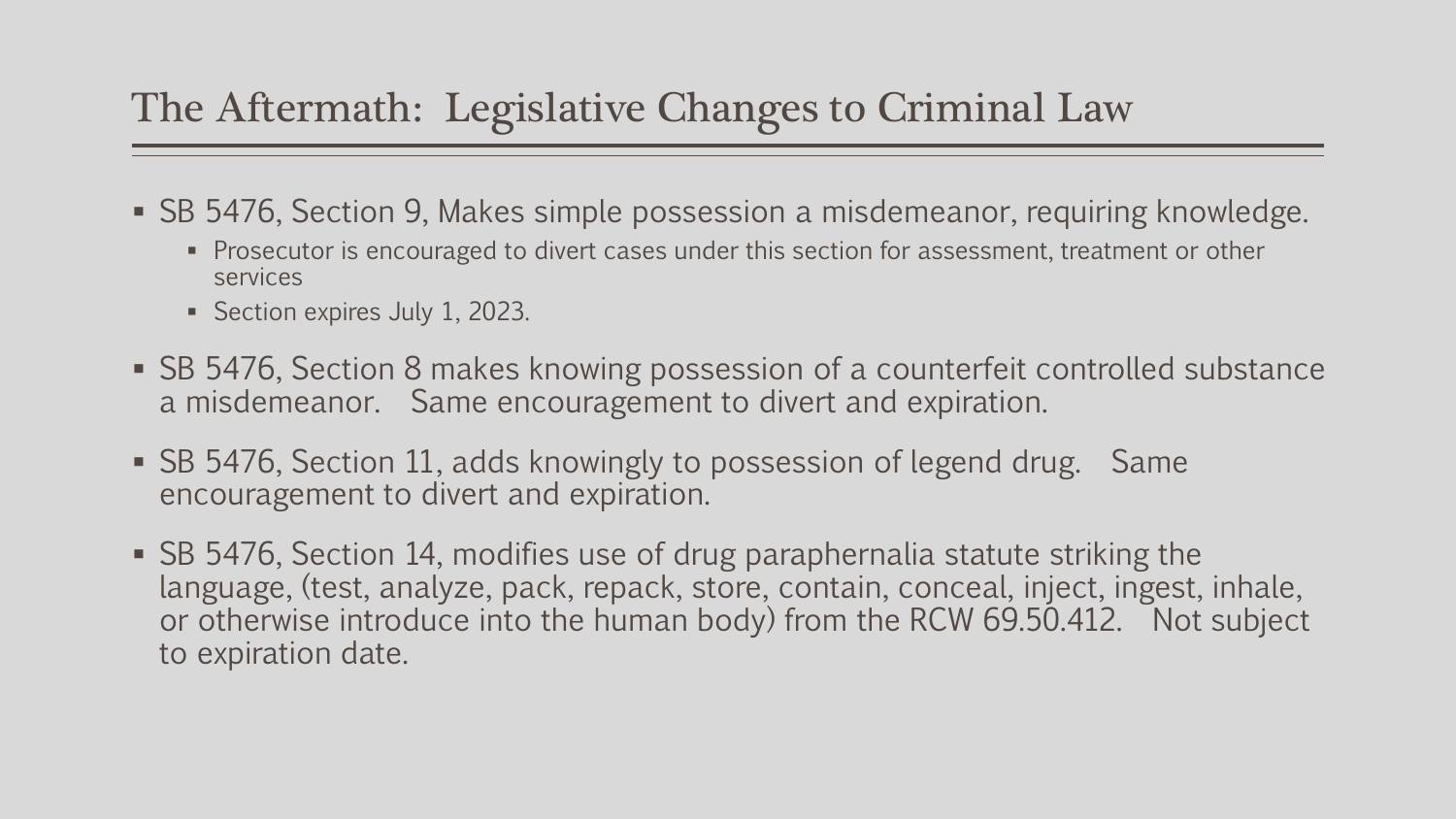# The Aftermath: Legislative Changes to Criminal Law

- SB 5476, Section 9, Makes simple possession a misdemeanor, requiring knowledge.
  - Prosecutor is encouraged to divert cases under this section for assessment, treatment or other services
  - Section expires July 1, 2023.
- SB 5476, Section 8 makes knowing possession of a counterfeit controlled substance a misdemeanor. Same encouragement to divert and expiration.
- SB 5476, Section 11, adds knowingly to possession of legend drug. Same encouragement to divert and expiration.
- SB 5476, Section 14, modifies use of drug paraphernalia statute striking the language, (test, analyze, pack, repack, store, contain, conceal, inject, ingest, inhale, or otherwise introduce into the human body) from the RCW 69.50.412. Not subject to expiration date.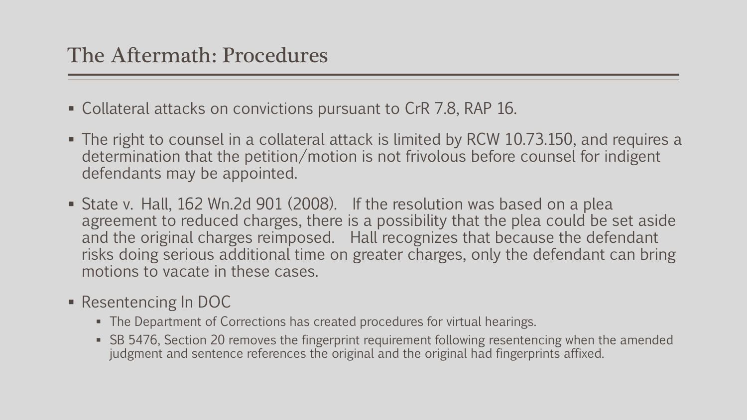# The Aftermath: Procedures

- Collateral attacks on convictions pursuant to CrR 7.8, RAP 16.
- The right to counsel in a collateral attack is limited by RCW 10.73.150, and requires a determination that the petition/motion is not frivolous before counsel for indigent defendants may be appointed.
- State v. Hall, 162 Wn.2d 901 (2008). If the resolution was based on a plea agreement to reduced charges, there is a possibility that the plea could be set aside and the original charges reimposed. Hall recognizes that because the defendant risks doing serious additional time on greater charges, only the defendant can bring motions to vacate in these cases.
- Resentencing In DOC
  - The Department of Corrections has created procedures for virtual hearings.
  - SB 5476, Section 20 removes the fingerprint requirement following resentencing when the amended judgment and sentence references the original and the original had fingerprints affixed.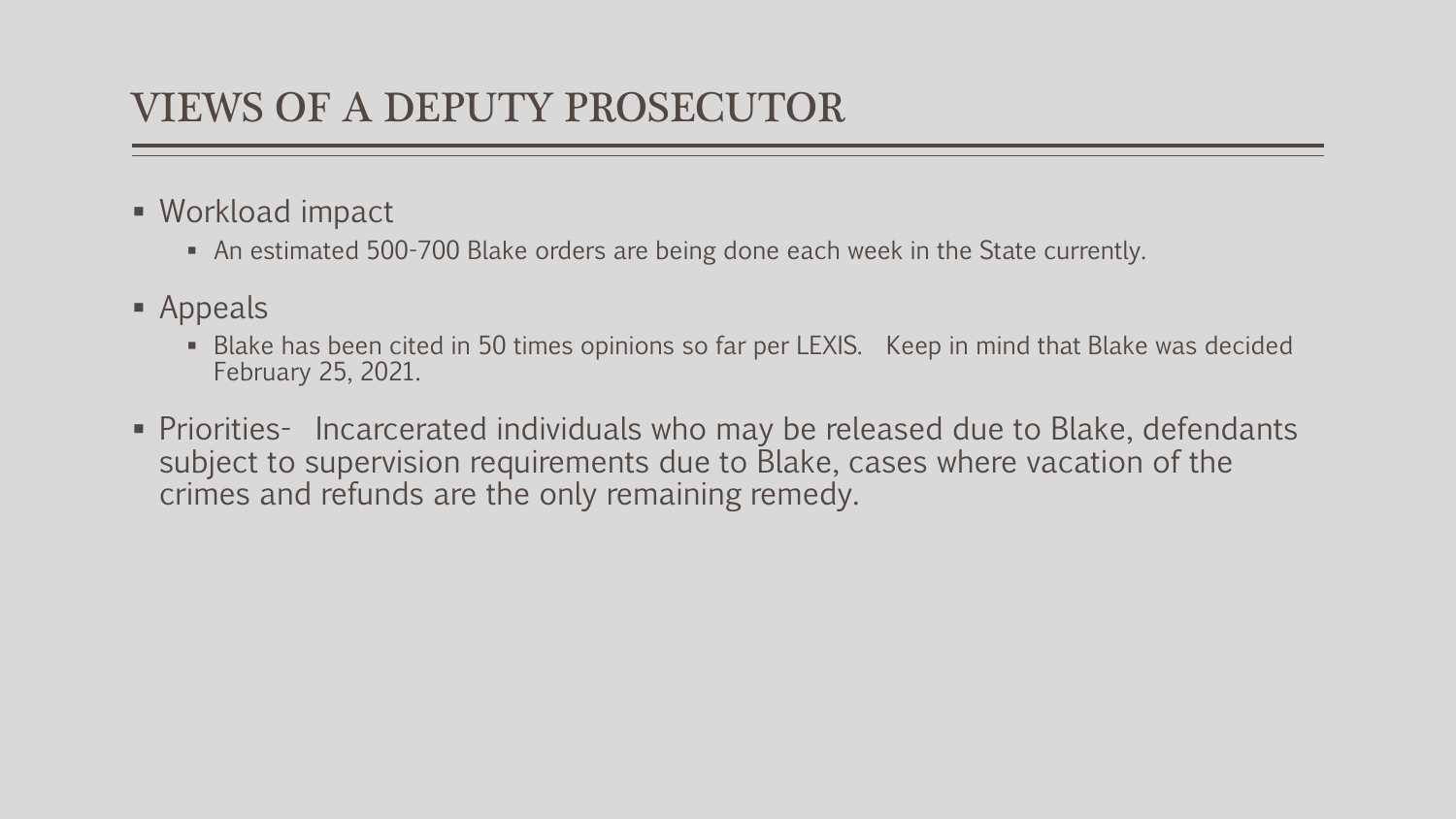# VIEWS OF A DEPUTY PROSECUTOR

- Workload impact
  - An estimated 500-700 Blake orders are being done each week in the State currently.
- Appeals
  - Blake has been cited in 50 times opinions so far per LEXIS. Keep in mind that Blake was decided February 25, 2021.
- Priorities- Incarcerated individuals who may be released due to Blake, defendants subject to supervision requirements due to Blake, cases where vacation of the crimes and refunds are the only remaining remedy.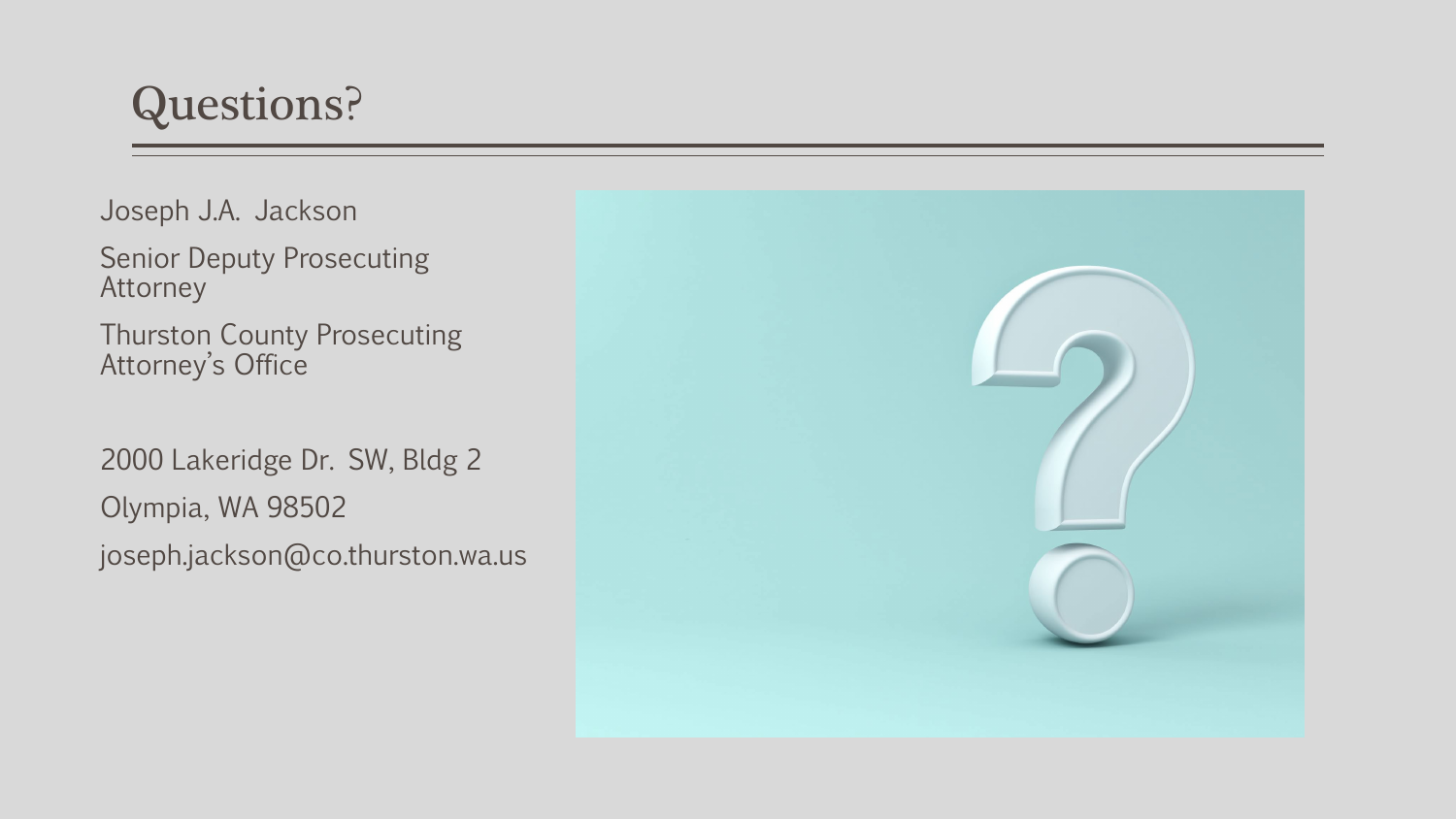# Questions?

Joseph J.A. Jackson

Senior Deputy Prosecuting Attorney

Thurston County Prosecuting Attorney's Office

2000 Lakeridge Dr. SW, Bldg 2

Olympia, WA 98502

joseph.jackson@co.thurston.wa.us